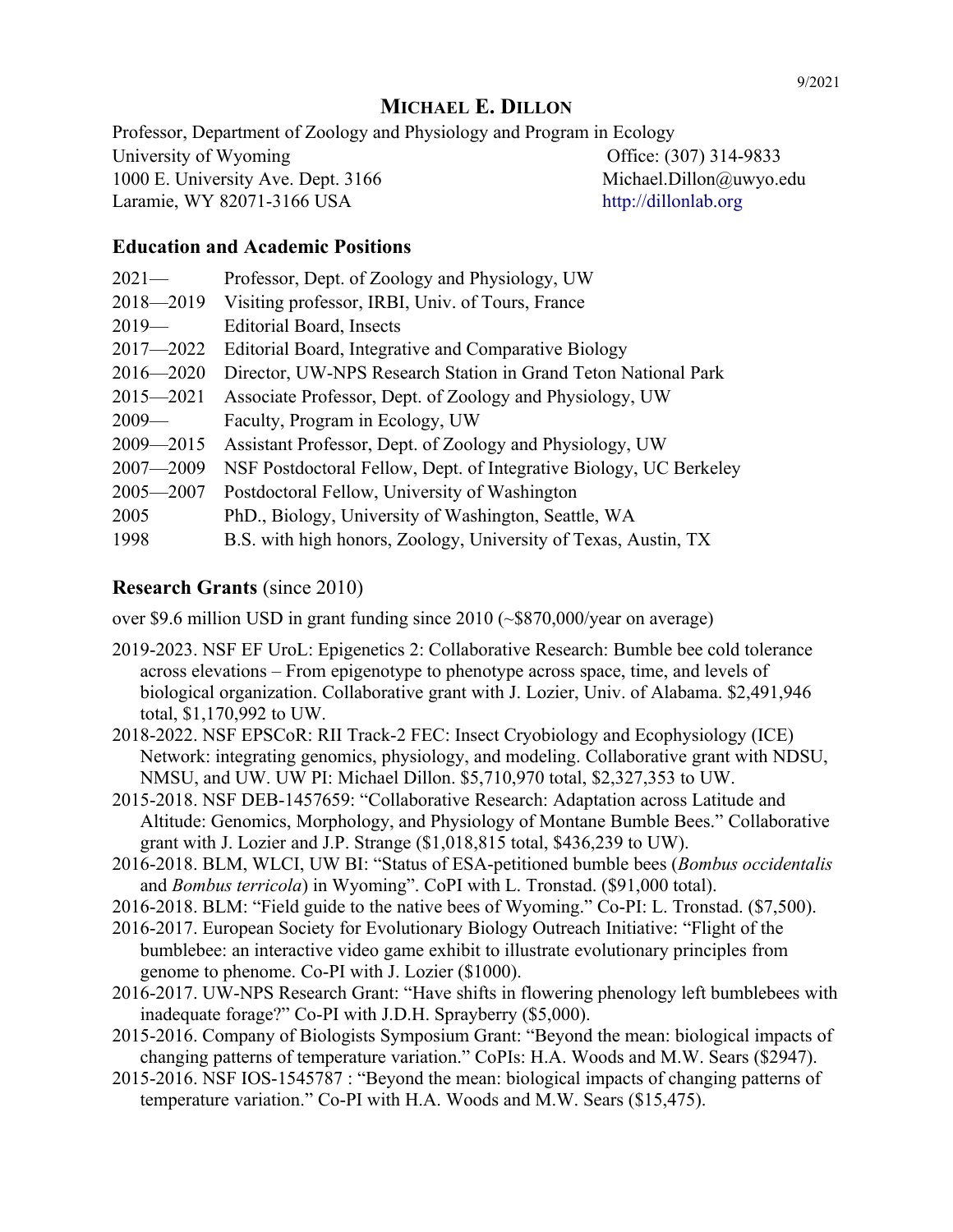9/2021

# MICHAEL E. DILLON

Professor, Department of Zoology and Physiology and Program in Ecology
University of Wyoming
1000 E. University Ave. Dept. 3166
Laramie, WY 82071-3166 USA

Office: (307) 314-9833
Michael.Dillon@uwyo.edu
http://dillonlab.org

## Education and Academic Positions

| | |
|---|---|
| 2021— | Professor, Dept. of Zoology and Physiology, UW |
| 2018—2019 | Visiting professor, IRBI, Univ. of Tours, France |
| 2019— | Editorial Board, Insects |
| 2017—2022 | Editorial Board, Integrative and Comparative Biology |
| 2016—2020 | Director, UW-NPS Research Station in Grand Teton National Park |
| 2015—2021 | Associate Professor, Dept. of Zoology and Physiology, UW |
| 2009— | Faculty, Program in Ecology, UW |
| 2009—2015 | Assistant Professor, Dept. of Zoology and Physiology, UW |
| 2007—2009 | NSF Postdoctoral Fellow, Dept. of Integrative Biology, UC Berkeley |
| 2005—2007 | Postdoctoral Fellow, University of Washington |
| 2005 | PhD., Biology, University of Washington, Seattle, WA |
| 1998 | B.S. with high honors, Zoology, University of Texas, Austin, TX |

## Research Grants (since 2010)

over $9.6 million USD in grant funding since 2010 (~$870,000/year on average)

- 2019-2023. NSF EF UroL: Epigenetics 2: Collaborative Research: Bumble bee cold tolerance across elevations – From epigenotype to phenotype across space, time, and levels of biological organization. Collaborative grant with J. Lozier, Univ. of Alabama. $2,491,946 total, $1,170,992 to UW.
- 2018-2022. NSF EPSCoR: RII Track-2 FEC: Insect Cryobiology and Ecophysiology (ICE) Network: integrating genomics, physiology, and modeling. Collaborative grant with NDSU, NMSU, and UW. UW PI: Michael Dillon. $5,710,970 total, $2,327,353 to UW.
- 2015-2018. NSF DEB-1457659: "Collaborative Research: Adaptation across Latitude and Altitude: Genomics, Morphology, and Physiology of Montane Bumble Bees." Collaborative grant with J. Lozier and J.P. Strange ($1,018,815 total, $436,239 to UW).
- 2016-2018. BLM, WLCI, UW BI: "Status of ESA-petitioned bumble bees (*Bombus occidentalis* and *Bombus terricola*) in Wyoming". CoPI with L. Tronstad. ($91,000 total).
- 2016-2018. BLM: "Field guide to the native bees of Wyoming." Co-PI: L. Tronstad. ($7,500).
- 2016-2017. European Society for Evolutionary Biology Outreach Initiative: "Flight of the bumblebee: an interactive video game exhibit to illustrate evolutionary principles from genome to phenome. Co-PI with J. Lozier ($1000).
- 2016-2017. UW-NPS Research Grant: "Have shifts in flowering phenology left bumblebees with inadequate forage?" Co-PI with J.D.H. Sprayberry ($5,000).
- 2015-2016. Company of Biologists Symposium Grant: "Beyond the mean: biological impacts of changing patterns of temperature variation." CoPIs: H.A. Woods and M.W. Sears ($2947).
- 2015-2016. NSF IOS-1545787 : "Beyond the mean: biological impacts of changing patterns of temperature variation." Co-PI with H.A. Woods and M.W. Sears ($15,475).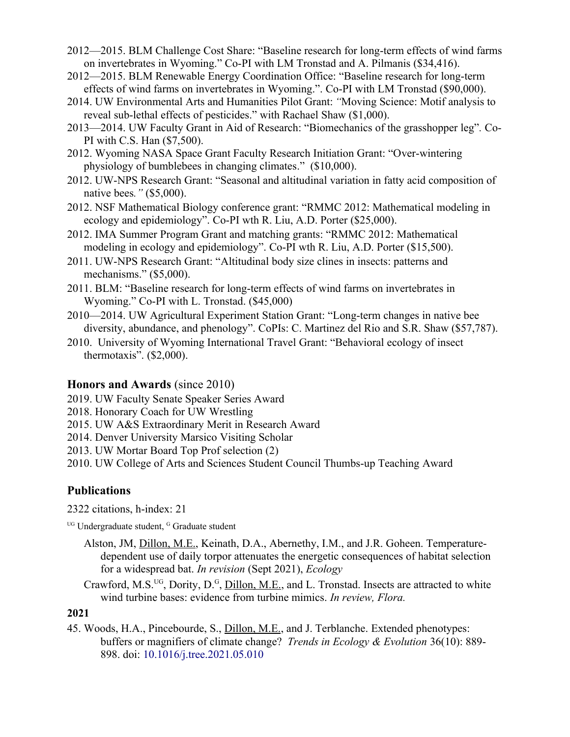2012—2015. BLM Challenge Cost Share: "Baseline research for long-term effects of wind farms on invertebrates in Wyoming." Co-PI with LM Tronstad and A. Pilmanis ($34,416).

2012—2015. BLM Renewable Energy Coordination Office: "Baseline research for long-term effects of wind farms on invertebrates in Wyoming.". Co-PI with LM Tronstad ($90,000).

2014. UW Environmental Arts and Humanities Pilot Grant: *"*Moving Science: Motif analysis to reveal sub-lethal effects of pesticides." with Rachael Shaw ($1,000).

2013—2014. UW Faculty Grant in Aid of Research: "Biomechanics of the grasshopper leg". Co-PI with C.S. Han ($7,500).

2012. Wyoming NASA Space Grant Faculty Research Initiation Grant: "Over-wintering physiology of bumblebees in changing climates." ($10,000).

2012. UW-NPS Research Grant: "Seasonal and altitudinal variation in fatty acid composition of native bees*."* ($5,000).

2012. NSF Mathematical Biology conference grant: "RMMC 2012: Mathematical modeling in ecology and epidemiology". Co-PI wth R. Liu, A.D. Porter ($25,000).

2012. IMA Summer Program Grant and matching grants: "RMMC 2012: Mathematical modeling in ecology and epidemiology". Co-PI wth R. Liu, A.D. Porter ($15,500).

2011. UW-NPS Research Grant: "Altitudinal body size clines in insects: patterns and mechanisms." ($5,000).

2011. BLM: "Baseline research for long-term effects of wind farms on invertebrates in Wyoming." Co-PI with L. Tronstad. ($45,000)

2010—2014. UW Agricultural Experiment Station Grant: "Long-term changes in native bee diversity, abundance, and phenology". CoPIs: C. Martinez del Rio and S.R. Shaw ($57,787).

2010. University of Wyoming International Travel Grant: "Behavioral ecology of insect thermotaxis". ($2,000).

## Honors and Awards (since 2010)

2019. UW Faculty Senate Speaker Series Award

2018. Honorary Coach for UW Wrestling

2015. UW A&S Extraordinary Merit in Research Award

2014. Denver University Marsico Visiting Scholar

2013. UW Mortar Board Top Prof selection (2)

2010. UW College of Arts and Sciences Student Council Thumbs-up Teaching Award

## Publications

2322 citations, h-index: 21

[UG] Undergraduate student, [G] Graduate student

Alston, JM, Dillon, M.E., Keinath, D.A., Abernethy, I.M., and J.R. Goheen. Temperature-dependent use of daily torpor attenuates the energetic consequences of habitat selection for a widespread bat. *In revision* (Sept 2021), *Ecology*

Crawford, M.S.[UG], Dority, D.[G], Dillon, M.E., and L. Tronstad. Insects are attracted to white wind turbine bases: evidence from turbine mimics. *In review, Flora.*

**2021**

45. Woods, H.A., Pincebourde, S., Dillon, M.E., and J. Terblanche. Extended phenotypes: buffers or magnifiers of climate change? *Trends in Ecology & Evolution* 36(10): 889-898. doi: 10.1016/j.tree.2021.05.010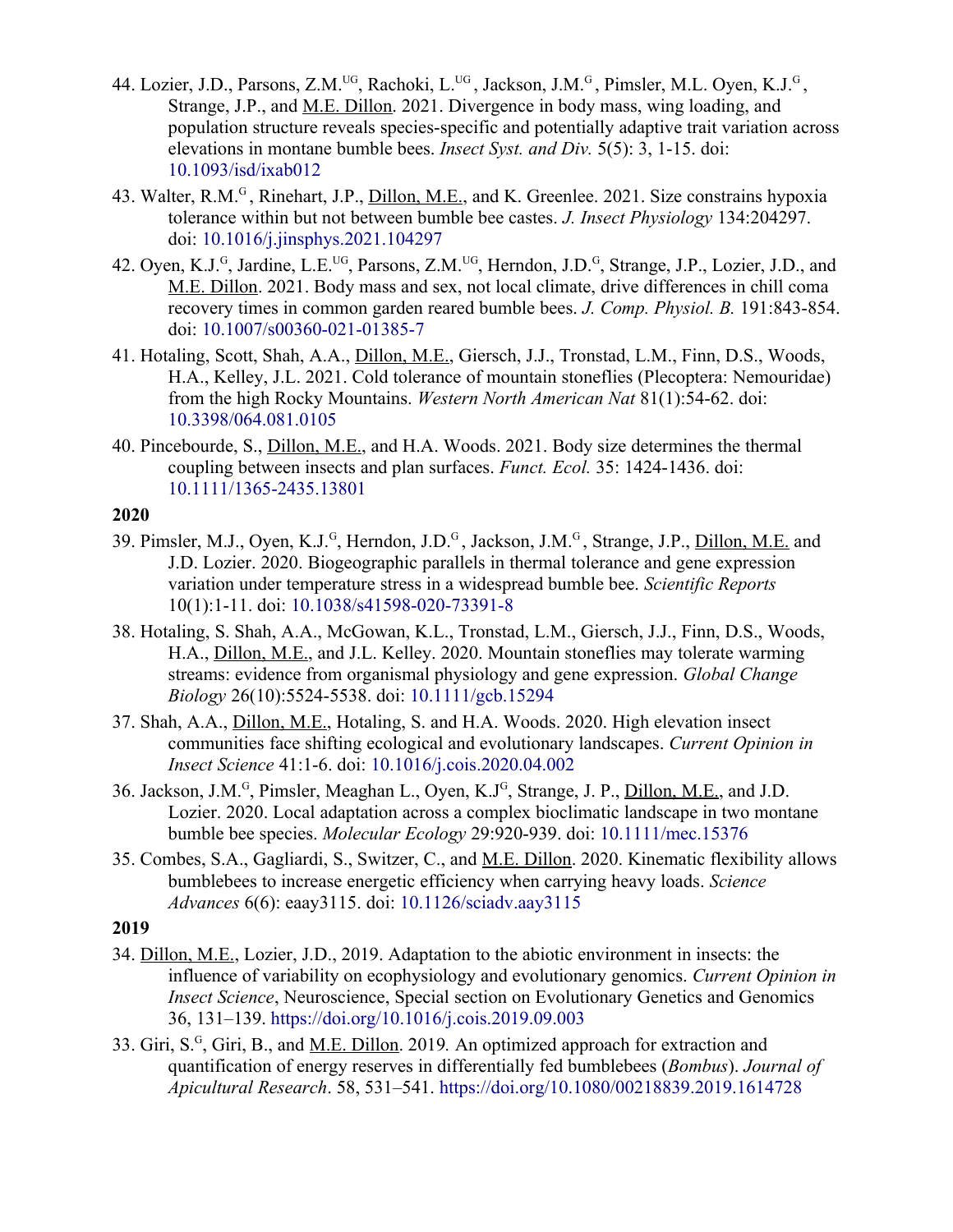44. Lozier, J.D., Parsons, Z.M.[UG], Rachoki, L.[UG], Jackson, J.M.[G], Pimsler, M.L. Oyen, K.J.[G], Strange, J.P., and M.E. Dillon. 2021. Divergence in body mass, wing loading, and population structure reveals species-specific and potentially adaptive trait variation across elevations in montane bumble bees. *Insect Syst. and Div.* 5(5): 3, 1-15. doi: 10.1093/isd/ixab012

43. Walter, R.M.[G], Rinehart, J.P., Dillon, M.E., and K. Greenlee. 2021. Size constrains hypoxia tolerance within but not between bumble bee castes. *J. Insect Physiology* 134:204297. doi: 10.1016/j.jinsphys.2021.104297

42. Oyen, K.J.[G], Jardine, L.E.[UG], Parsons, Z.M.[UG], Herndon, J.D.[G], Strange, J.P., Lozier, J.D., and M.E. Dillon. 2021. Body mass and sex, not local climate, drive differences in chill coma recovery times in common garden reared bumble bees. *J. Comp. Physiol. B.* 191:843-854. doi: 10.1007/s00360-021-01385-7

41. Hotaling, Scott, Shah, A.A., Dillon, M.E., Giersch, J.J., Tronstad, L.M., Finn, D.S., Woods, H.A., Kelley, J.L. 2021. Cold tolerance of mountain stoneflies (Plecoptera: Nemouridae) from the high Rocky Mountains. *Western North American Nat* 81(1):54-62. doi: 10.3398/064.081.0105

40. Pincebourde, S., Dillon, M.E., and H.A. Woods. 2021. Body size determines the thermal coupling between insects and plan surfaces. *Funct. Ecol.* 35: 1424-1436. doi: 10.1111/1365-2435.13801

**2020**

39. Pimsler, M.J., Oyen, K.J.[G], Herndon, J.D.[G], Jackson, J.M.[G], Strange, J.P., Dillon, M.E. and J.D. Lozier. 2020. Biogeographic parallels in thermal tolerance and gene expression variation under temperature stress in a widespread bumble bee. *Scientific Reports* 10(1):1-11. doi: 10.1038/s41598-020-73391-8

38. Hotaling, S. Shah, A.A., McGowan, K.L., Tronstad, L.M., Giersch, J.J., Finn, D.S., Woods, H.A., Dillon, M.E., and J.L. Kelley. 2020. Mountain stoneflies may tolerate warming streams: evidence from organismal physiology and gene expression. *Global Change Biology* 26(10):5524-5538. doi: 10.1111/gcb.15294

37. Shah, A.A., Dillon, M.E., Hotaling, S. and H.A. Woods. 2020. High elevation insect communities face shifting ecological and evolutionary landscapes. *Current Opinion in Insect Science* 41:1-6. doi: 10.1016/j.cois.2020.04.002

36. Jackson, J.M.[G], Pimsler, Meaghan L., Oyen, K.J[G], Strange, J. P., Dillon, M.E., and J.D. Lozier. 2020. Local adaptation across a complex bioclimatic landscape in two montane bumble bee species. *Molecular Ecology* 29:920-939. doi: 10.1111/mec.15376

35. Combes, S.A., Gagliardi, S., Switzer, C., and M.E. Dillon. 2020. Kinematic flexibility allows bumblebees to increase energetic efficiency when carrying heavy loads. *Science Advances* 6(6): eaay3115. doi: 10.1126/sciadv.aay3115

**2019**

34. Dillon, M.E., Lozier, J.D., 2019. Adaptation to the abiotic environment in insects: the influence of variability on ecophysiology and evolutionary genomics. *Current Opinion in Insect Science*, Neuroscience, Special section on Evolutionary Genetics and Genomics 36, 131–139. https://doi.org/10.1016/j.cois.2019.09.003

33. Giri, S.[G], Giri, B., and M.E. Dillon. 2019. An optimized approach for extraction and quantification of energy reserves in differentially fed bumblebees (*Bombus*). *Journal of Apicultural Research*. 58, 531–541. https://doi.org/10.1080/00218839.2019.1614728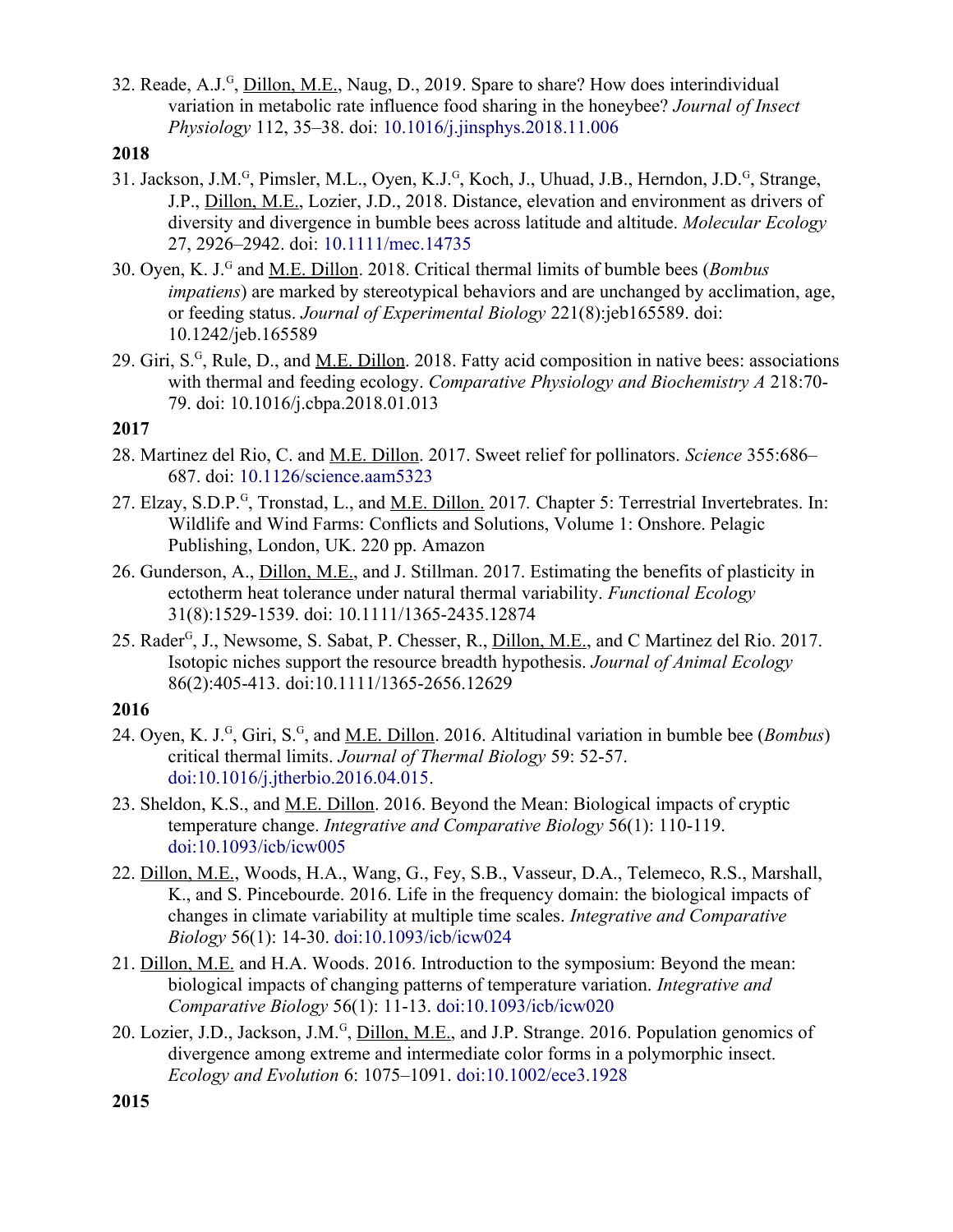32. Reade, A.J.[G], Dillon, M.E., Naug, D., 2019. Spare to share? How does interindividual variation in metabolic rate influence food sharing in the honeybee? *Journal of Insect Physiology* 112, 35–38. doi: 10.1016/j.jinsphys.2018.11.006

**2018**

31. Jackson, J.M.[G], Pimsler, M.L., Oyen, K.J.[G], Koch, J., Uhuad, J.B., Herndon, J.D.[G], Strange, J.P., Dillon, M.E., Lozier, J.D., 2018. Distance, elevation and environment as drivers of diversity and divergence in bumble bees across latitude and altitude. *Molecular Ecology* 27, 2926–2942. doi: 10.1111/mec.14735

30. Oyen, K. J.[G] and M.E. Dillon. 2018. Critical thermal limits of bumble bees (*Bombus impatiens*) are marked by stereotypical behaviors and are unchanged by acclimation, age, or feeding status. *Journal of Experimental Biology* 221(8):jeb165589. doi: 10.1242/jeb.165589

29. Giri, S.[G], Rule, D., and M.E. Dillon. 2018. Fatty acid composition in native bees: associations with thermal and feeding ecology. *Comparative Physiology and Biochemistry A* 218:70-79. doi: 10.1016/j.cbpa.2018.01.013

**2017**

28. Martinez del Rio, C. and M.E. Dillon. 2017. Sweet relief for pollinators. *Science* 355:686–687. doi: 10.1126/science.aam5323

27. Elzay, S.D.P.[G], Tronstad, L., and M.E. Dillon. 2017. Chapter 5: Terrestrial Invertebrates. In: Wildlife and Wind Farms: Conflicts and Solutions, Volume 1: Onshore. Pelagic Publishing, London, UK. 220 pp. Amazon

26. Gunderson, A., Dillon, M.E., and J. Stillman. 2017. Estimating the benefits of plasticity in ectotherm heat tolerance under natural thermal variability. *Functional Ecology* 31(8):1529-1539. doi: 10.1111/1365-2435.12874

25. Rader[G], J., Newsome, S. Sabat, P. Chesser, R., Dillon, M.E., and C Martinez del Rio. 2017. Isotopic niches support the resource breadth hypothesis. *Journal of Animal Ecology* 86(2):405-413. doi:10.1111/1365-2656.12629

**2016**

24. Oyen, K. J.[G], Giri, S.[G], and M.E. Dillon. 2016. Altitudinal variation in bumble bee (*Bombus*) critical thermal limits. *Journal of Thermal Biology* 59: 52-57. doi:10.1016/j.jtherbio.2016.04.015.

23. Sheldon, K.S., and M.E. Dillon. 2016. Beyond the Mean: Biological impacts of cryptic temperature change. *Integrative and Comparative Biology* 56(1): 110-119. doi:10.1093/icb/icw005

22. Dillon, M.E., Woods, H.A., Wang, G., Fey, S.B., Vasseur, D.A., Telemeco, R.S., Marshall, K., and S. Pincebourde. 2016. Life in the frequency domain: the biological impacts of changes in climate variability at multiple time scales. *Integrative and Comparative Biology* 56(1): 14-30. doi:10.1093/icb/icw024

21. Dillon, M.E. and H.A. Woods. 2016. Introduction to the symposium: Beyond the mean: biological impacts of changing patterns of temperature variation. *Integrative and Comparative Biology* 56(1): 11-13. doi:10.1093/icb/icw020

20. Lozier, J.D., Jackson, J.M.[G], Dillon, M.E., and J.P. Strange. 2016. Population genomics of divergence among extreme and intermediate color forms in a polymorphic insect. *Ecology and Evolution* 6: 1075–1091. doi:10.1002/ece3.1928

**2015**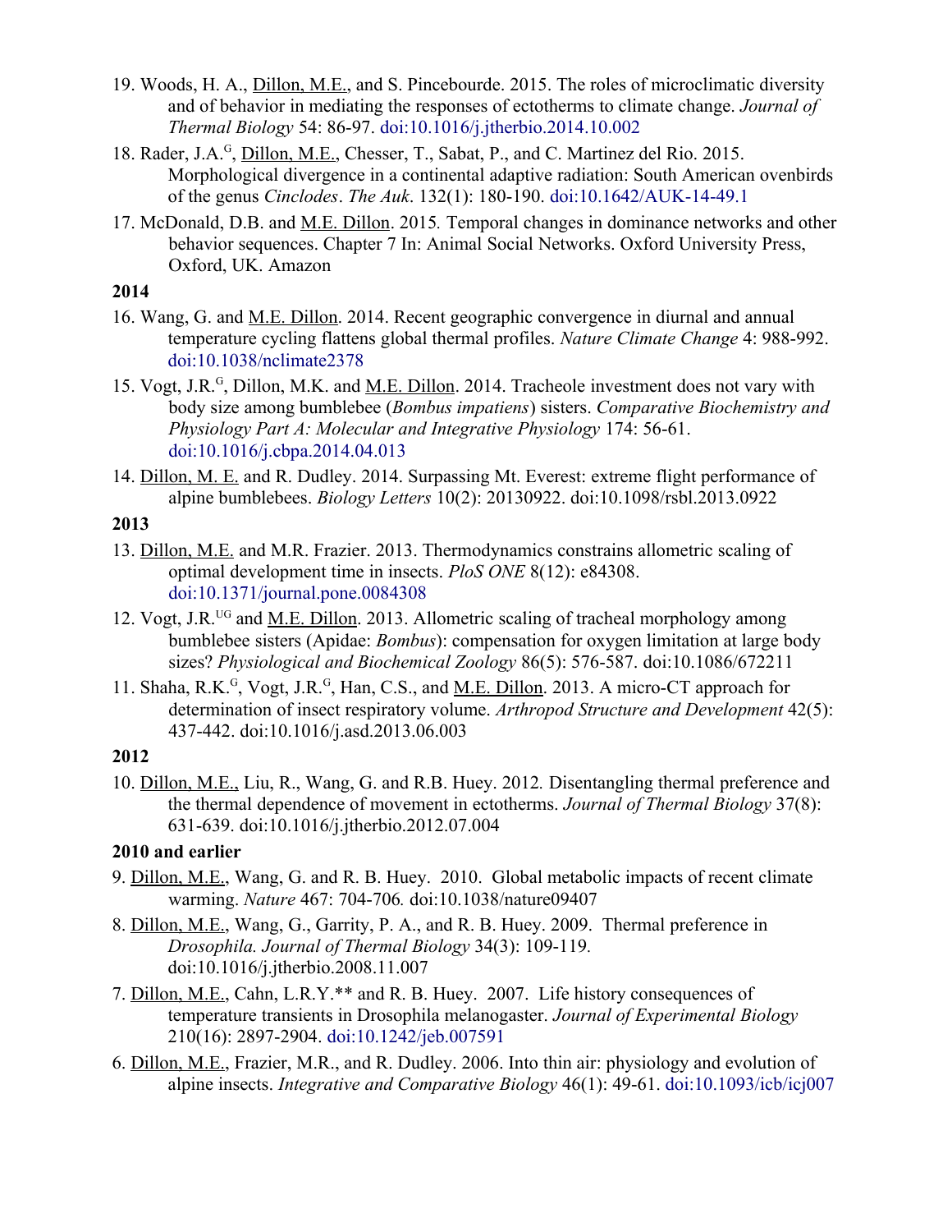19. Woods, H. A., Dillon, M.E., and S. Pincebourde. 2015. The roles of microclimatic diversity and of behavior in mediating the responses of ectotherms to climate change. *Journal of Thermal Biology* 54: 86-97. doi:10.1016/j.jtherbio.2014.10.002

18. Rader, J.A.[G], Dillon, M.E., Chesser, T., Sabat, P., and C. Martinez del Rio. 2015. Morphological divergence in a continental adaptive radiation: South American ovenbirds of the genus *Cinclodes*. *The Auk*. 132(1): 180-190. doi:10.1642/AUK-14-49.1

17. McDonald, D.B. and M.E. Dillon. 2015. Temporal changes in dominance networks and other behavior sequences. Chapter 7 In: Animal Social Networks. Oxford University Press, Oxford, UK. Amazon

**2014**

16. Wang, G. and M.E. Dillon. 2014. Recent geographic convergence in diurnal and annual temperature cycling flattens global thermal profiles. *Nature Climate Change* 4: 988-992. doi:10.1038/nclimate2378

15. Vogt, J.R.[G], Dillon, M.K. and M.E. Dillon. 2014. Tracheole investment does not vary with body size among bumblebee (*Bombus impatiens*) sisters. *Comparative Biochemistry and Physiology Part A: Molecular and Integrative Physiology* 174: 56-61. doi:10.1016/j.cbpa.2014.04.013

14. Dillon, M. E. and R. Dudley. 2014. Surpassing Mt. Everest: extreme flight performance of alpine bumblebees. *Biology Letters* 10(2): 20130922. doi:10.1098/rsbl.2013.0922

**2013**

13. Dillon, M.E. and M.R. Frazier. 2013. Thermodynamics constrains allometric scaling of optimal development time in insects. *PloS ONE* 8(12): e84308. doi:10.1371/journal.pone.0084308

12. Vogt, J.R.[UG] and M.E. Dillon. 2013. Allometric scaling of tracheal morphology among bumblebee sisters (Apidae: *Bombus*): compensation for oxygen limitation at large body sizes? *Physiological and Biochemical Zoology* 86(5): 576-587. doi:10.1086/672211

11. Shaha, R.K.[G], Vogt, J.R.[G], Han, C.S., and M.E. Dillon. 2013. A micro-CT approach for determination of insect respiratory volume. *Arthropod Structure and Development* 42(5): 437-442. doi:10.1016/j.asd.2013.06.003

**2012**

10. Dillon, M.E., Liu, R., Wang, G. and R.B. Huey. 2012. Disentangling thermal preference and the thermal dependence of movement in ectotherms. *Journal of Thermal Biology* 37(8): 631-639. doi:10.1016/j.jtherbio.2012.07.004

**2010 and earlier**

9. Dillon, M.E., Wang, G. and R. B. Huey. 2010. Global metabolic impacts of recent climate warming. *Nature* 467: 704-706. doi:10.1038/nature09407

8. Dillon, M.E., Wang, G., Garrity, P. A., and R. B. Huey. 2009. Thermal preference in *Drosophila*. *Journal of Thermal Biology* 34(3): 109-119. doi:10.1016/j.jtherbio.2008.11.007

7. Dillon, M.E., Cahn, L.R.Y.** and R. B. Huey. 2007. Life history consequences of temperature transients in Drosophila melanogaster. *Journal of Experimental Biology* 210(16): 2897-2904. doi:10.1242/jeb.007591

6. Dillon, M.E., Frazier, M.R., and R. Dudley. 2006. Into thin air: physiology and evolution of alpine insects. *Integrative and Comparative Biology* 46(1): 49-61. doi:10.1093/icb/icj007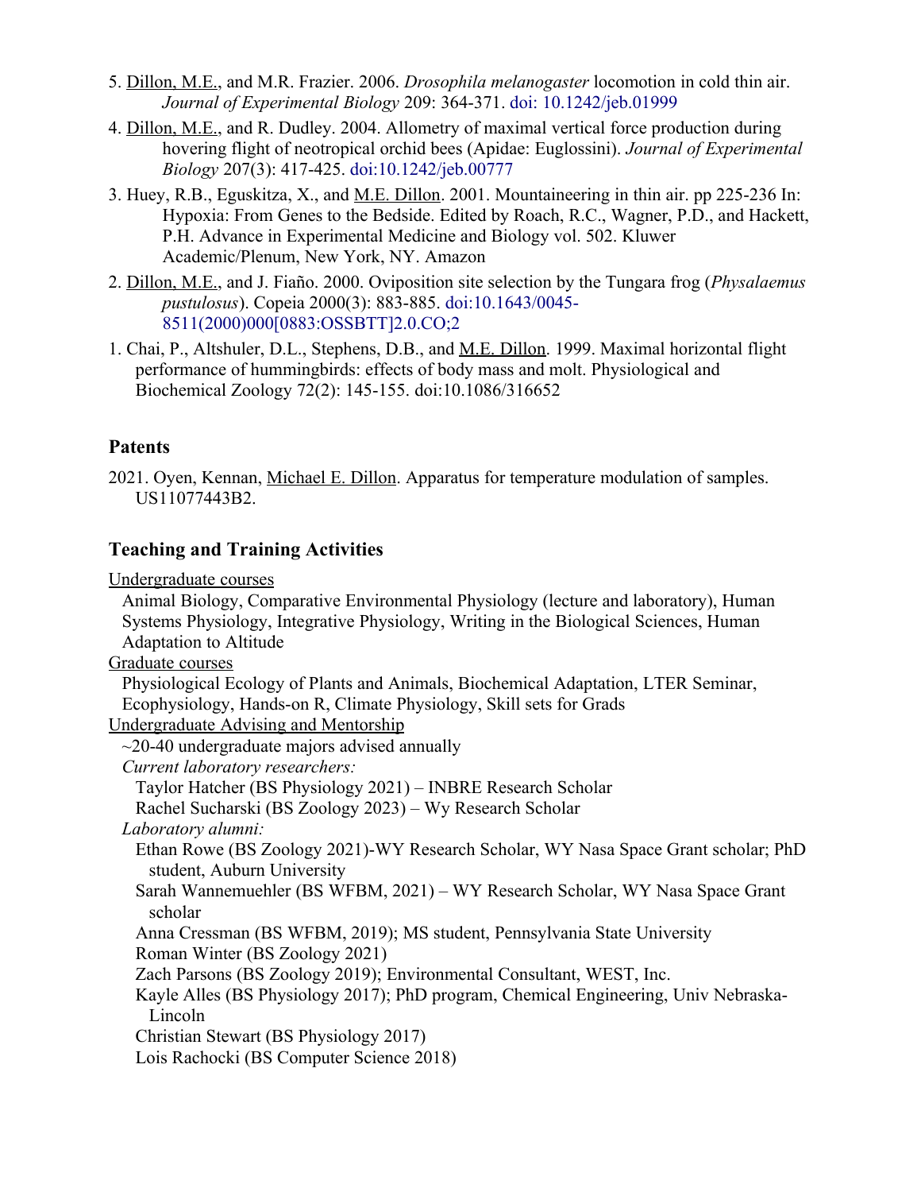5. Dillon, M.E., and M.R. Frazier. 2006. *Drosophila melanogaster* locomotion in cold thin air. *Journal of Experimental Biology* 209: 364-371. doi: 10.1242/jeb.01999

4. Dillon, M.E., and R. Dudley. 2004. Allometry of maximal vertical force production during hovering flight of neotropical orchid bees (Apidae: Euglossini). *Journal of Experimental Biology* 207(3): 417-425. doi:10.1242/jeb.00777

3. Huey, R.B., Eguskitza, X., and M.E. Dillon. 2001. Mountaineering in thin air. pp 225-236 In: Hypoxia: From Genes to the Bedside. Edited by Roach, R.C., Wagner, P.D., and Hackett, P.H. Advance in Experimental Medicine and Biology vol. 502. Kluwer Academic/Plenum, New York, NY. Amazon

2. Dillon, M.E., and J. Fiaño. 2000. Oviposition site selection by the Tungara frog (*Physalaemus pustulosus*). Copeia 2000(3): 883-885. doi:10.1643/0045-8511(2000)000[0883:OSSBTT]2.0.CO;2

1. Chai, P., Altshuler, D.L., Stephens, D.B., and M.E. Dillon. 1999. Maximal horizontal flight performance of hummingbirds: effects of body mass and molt. Physiological and Biochemical Zoology 72(2): 145-155. doi:10.1086/316652

## Patents

2021. Oyen, Kennan, Michael E. Dillon. Apparatus for temperature modulation of samples. US11077443B2.

## Teaching and Training Activities

Undergraduate courses

Animal Biology, Comparative Environmental Physiology (lecture and laboratory), Human Systems Physiology, Integrative Physiology, Writing in the Biological Sciences, Human Adaptation to Altitude

Graduate courses

Physiological Ecology of Plants and Animals, Biochemical Adaptation, LTER Seminar, Ecophysiology, Hands-on R, Climate Physiology, Skill sets for Grads

Undergraduate Advising and Mentorship

~20-40 undergraduate majors advised annually

*Current laboratory researchers:*

Taylor Hatcher (BS Physiology 2021) – INBRE Research Scholar
Rachel Sucharski (BS Zoology 2023) – Wy Research Scholar

*Laboratory alumni:*

Ethan Rowe (BS Zoology 2021)-WY Research Scholar, WY Nasa Space Grant scholar; PhD student, Auburn University
Sarah Wannemuehler (BS WFBM, 2021) – WY Research Scholar, WY Nasa Space Grant scholar
Anna Cressman (BS WFBM, 2019); MS student, Pennsylvania State University
Roman Winter (BS Zoology 2021)
Zach Parsons (BS Zoology 2019); Environmental Consultant, WEST, Inc.
Kayle Alles (BS Physiology 2017); PhD program, Chemical Engineering, Univ Nebraska-Lincoln
Christian Stewart (BS Physiology 2017)
Lois Rachocki (BS Computer Science 2018)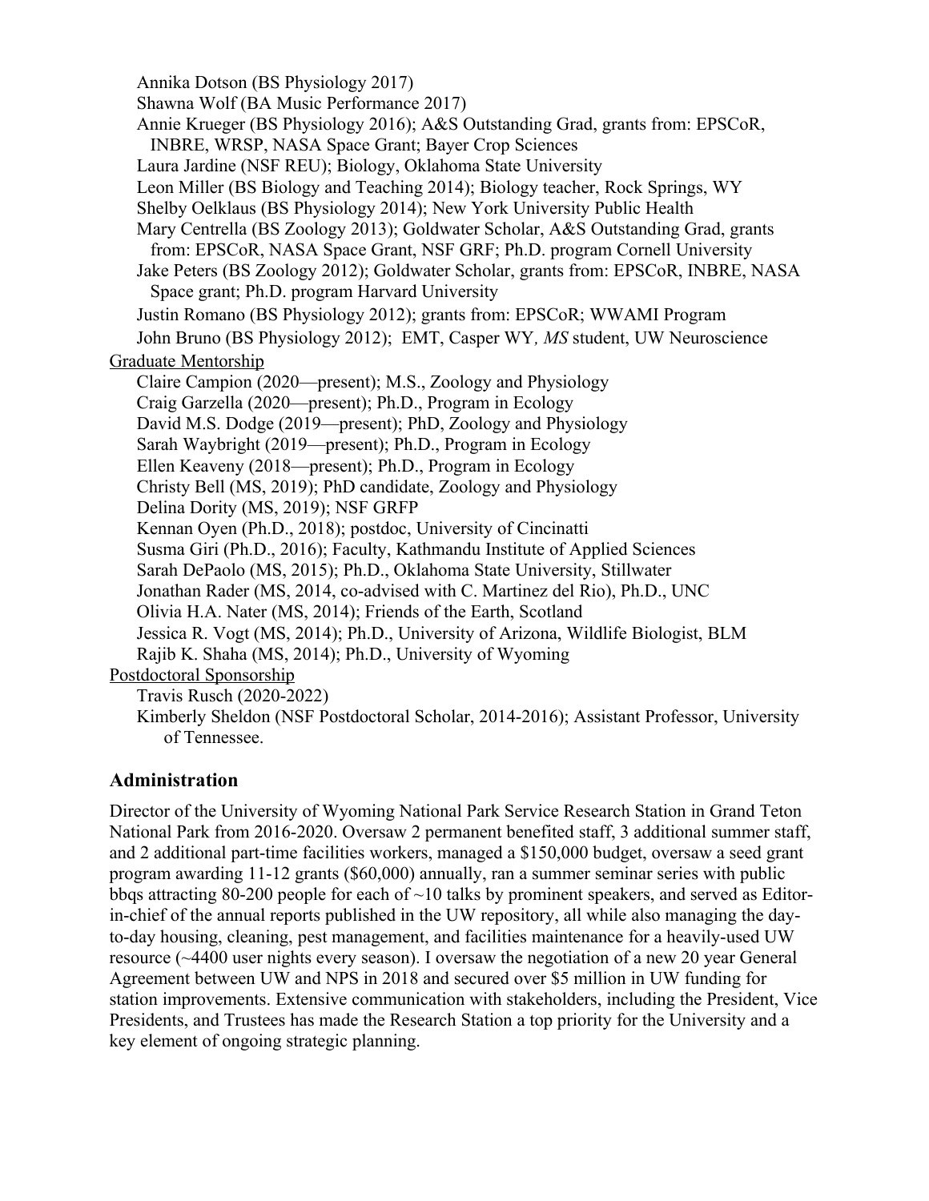Annika Dotson (BS Physiology 2017)

Shawna Wolf (BA Music Performance 2017)

Annie Krueger (BS Physiology 2016); A&S Outstanding Grad, grants from: EPSCoR, INBRE, WRSP, NASA Space Grant; Bayer Crop Sciences

Laura Jardine (NSF REU); Biology, Oklahoma State University

Leon Miller (BS Biology and Teaching 2014); Biology teacher, Rock Springs, WY

Shelby Oelklaus (BS Physiology 2014); New York University Public Health

Mary Centrella (BS Zoology 2013); Goldwater Scholar, A&S Outstanding Grad, grants from: EPSCoR, NASA Space Grant, NSF GRF; Ph.D. program Cornell University

Jake Peters (BS Zoology 2012); Goldwater Scholar, grants from: EPSCoR, INBRE, NASA Space grant; Ph.D. program Harvard University

Justin Romano (BS Physiology 2012); grants from: EPSCoR; WWAMI Program

John Bruno (BS Physiology 2012); EMT, Casper WY, *MS* student, UW Neuroscience

<u>Graduate Mentorship</u>

Claire Campion (2020—present); M.S., Zoology and Physiology

Craig Garzella (2020—present); Ph.D., Program in Ecology

David M.S. Dodge (2019—present); PhD, Zoology and Physiology

Sarah Waybright (2019—present); Ph.D., Program in Ecology

Ellen Keaveny (2018—present); Ph.D., Program in Ecology

Christy Bell (MS, 2019); PhD candidate, Zoology and Physiology

Delina Dority (MS, 2019); NSF GRFP

Kennan Oyen (Ph.D., 2018); postdoc, University of Cincinatti

Susma Giri (Ph.D., 2016); Faculty, Kathmandu Institute of Applied Sciences

Sarah DePaolo (MS, 2015); Ph.D., Oklahoma State University, Stillwater

Jonathan Rader (MS, 2014, co-advised with C. Martinez del Rio), Ph.D., UNC

Olivia H.A. Nater (MS, 2014); Friends of the Earth, Scotland

Jessica R. Vogt (MS, 2014); Ph.D., University of Arizona, Wildlife Biologist, BLM

Rajib K. Shaha (MS, 2014); Ph.D., University of Wyoming

<u>Postdoctoral Sponsorship</u>

Travis Rusch (2020-2022)

Kimberly Sheldon (NSF Postdoctoral Scholar, 2014-2016); Assistant Professor, University of Tennessee.

## Administration

Director of the University of Wyoming National Park Service Research Station in Grand Teton National Park from 2016-2020. Oversaw 2 permanent benefited staff, 3 additional summer staff, and 2 additional part-time facilities workers, managed a $150,000 budget, oversaw a seed grant program awarding 11-12 grants ($60,000) annually, ran a summer seminar series with public bbqs attracting 80-200 people for each of ~10 talks by prominent speakers, and served as Editor-in-chief of the annual reports published in the UW repository, all while also managing the day-to-day housing, cleaning, pest management, and facilities maintenance for a heavily-used UW resource (~4400 user nights every season). I oversaw the negotiation of a new 20 year General Agreement between UW and NPS in 2018 and secured over $5 million in UW funding for station improvements. Extensive communication with stakeholders, including the President, Vice Presidents, and Trustees has made the Research Station a top priority for the University and a key element of ongoing strategic planning.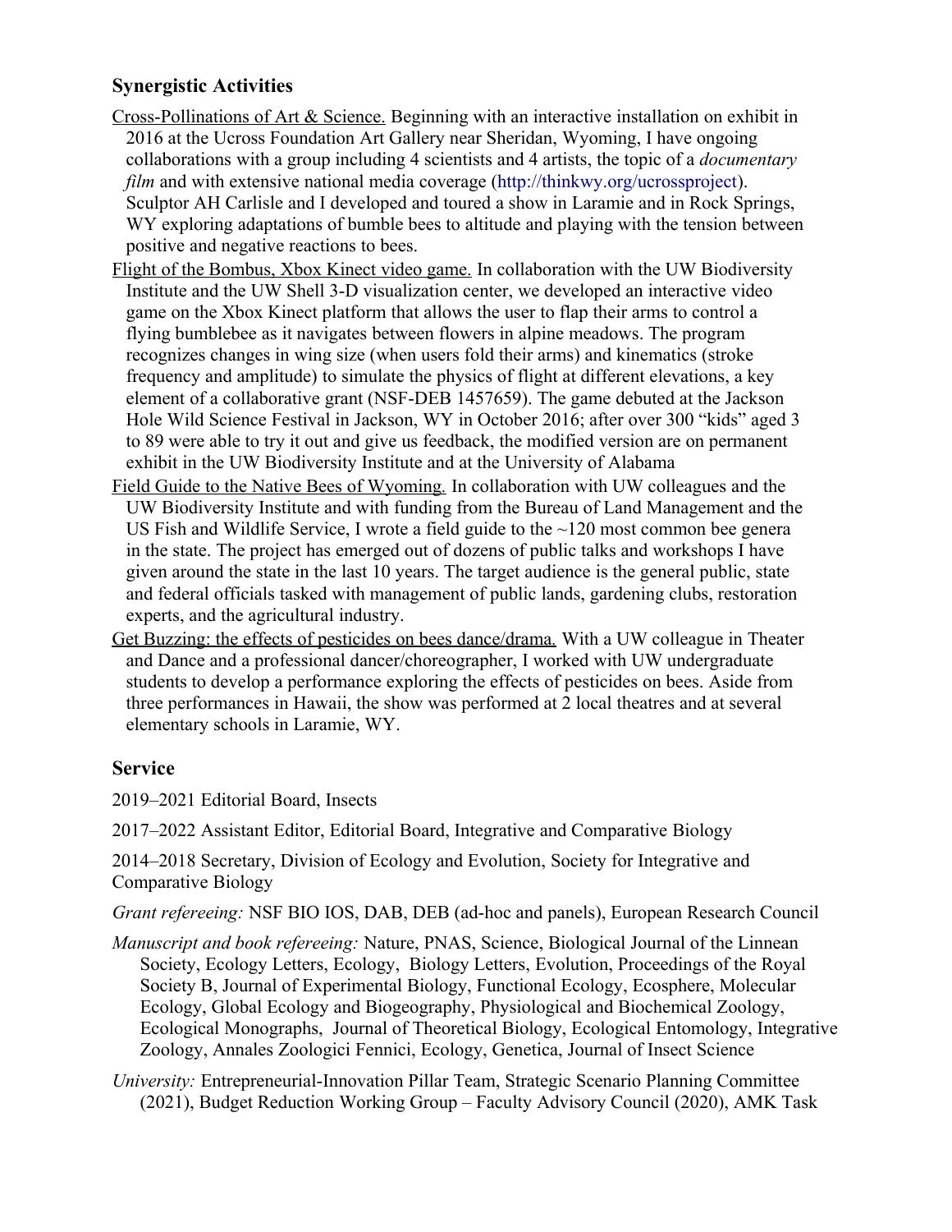## Synergistic Activities

Cross-Pollinations of Art & Science. Beginning with an interactive installation on exhibit in 2016 at the Ucross Foundation Art Gallery near Sheridan, Wyoming, I have ongoing collaborations with a group including 4 scientists and 4 artists, the topic of a *documentary film* and with extensive national media coverage (http://thinkwy.org/ucrossproject). Sculptor AH Carlisle and I developed and toured a show in Laramie and in Rock Springs, WY exploring adaptations of bumble bees to altitude and playing with the tension between positive and negative reactions to bees.

Flight of the Bombus, Xbox Kinect video game. In collaboration with the UW Biodiversity Institute and the UW Shell 3-D visualization center, we developed an interactive video game on the Xbox Kinect platform that allows the user to flap their arms to control a flying bumblebee as it navigates between flowers in alpine meadows. The program recognizes changes in wing size (when users fold their arms) and kinematics (stroke frequency and amplitude) to simulate the physics of flight at different elevations, a key element of a collaborative grant (NSF-DEB 1457659). The game debuted at the Jackson Hole Wild Science Festival in Jackson, WY in October 2016; after over 300 "kids" aged 3 to 89 were able to try it out and give us feedback, the modified version are on permanent exhibit in the UW Biodiversity Institute and at the University of Alabama

Field Guide to the Native Bees of Wyoming. In collaboration with UW colleagues and the UW Biodiversity Institute and with funding from the Bureau of Land Management and the US Fish and Wildlife Service, I wrote a field guide to the ~120 most common bee genera in the state. The project has emerged out of dozens of public talks and workshops I have given around the state in the last 10 years. The target audience is the general public, state and federal officials tasked with management of public lands, gardening clubs, restoration experts, and the agricultural industry.

Get Buzzing: the effects of pesticides on bees dance/drama. With a UW colleague in Theater and Dance and a professional dancer/choreographer, I worked with UW undergraduate students to develop a performance exploring the effects of pesticides on bees. Aside from three performances in Hawaii, the show was performed at 2 local theatres and at several elementary schools in Laramie, WY.

## Service

2019–2021 Editorial Board, Insects

2017–2022 Assistant Editor, Editorial Board, Integrative and Comparative Biology

2014–2018 Secretary, Division of Ecology and Evolution, Society for Integrative and Comparative Biology

*Grant refereeing:* NSF BIO IOS, DAB, DEB (ad-hoc and panels), European Research Council

*Manuscript and book refereeing:* Nature, PNAS, Science, Biological Journal of the Linnean Society, Ecology Letters, Ecology, Biology Letters, Evolution, Proceedings of the Royal Society B, Journal of Experimental Biology, Functional Ecology, Ecosphere, Molecular Ecology, Global Ecology and Biogeography, Physiological and Biochemical Zoology, Ecological Monographs, Journal of Theoretical Biology, Ecological Entomology, Integrative Zoology, Annales Zoologici Fennici, Ecology, Genetica, Journal of Insect Science

*University:* Entrepreneurial-Innovation Pillar Team, Strategic Scenario Planning Committee (2021), Budget Reduction Working Group – Faculty Advisory Council (2020), AMK Task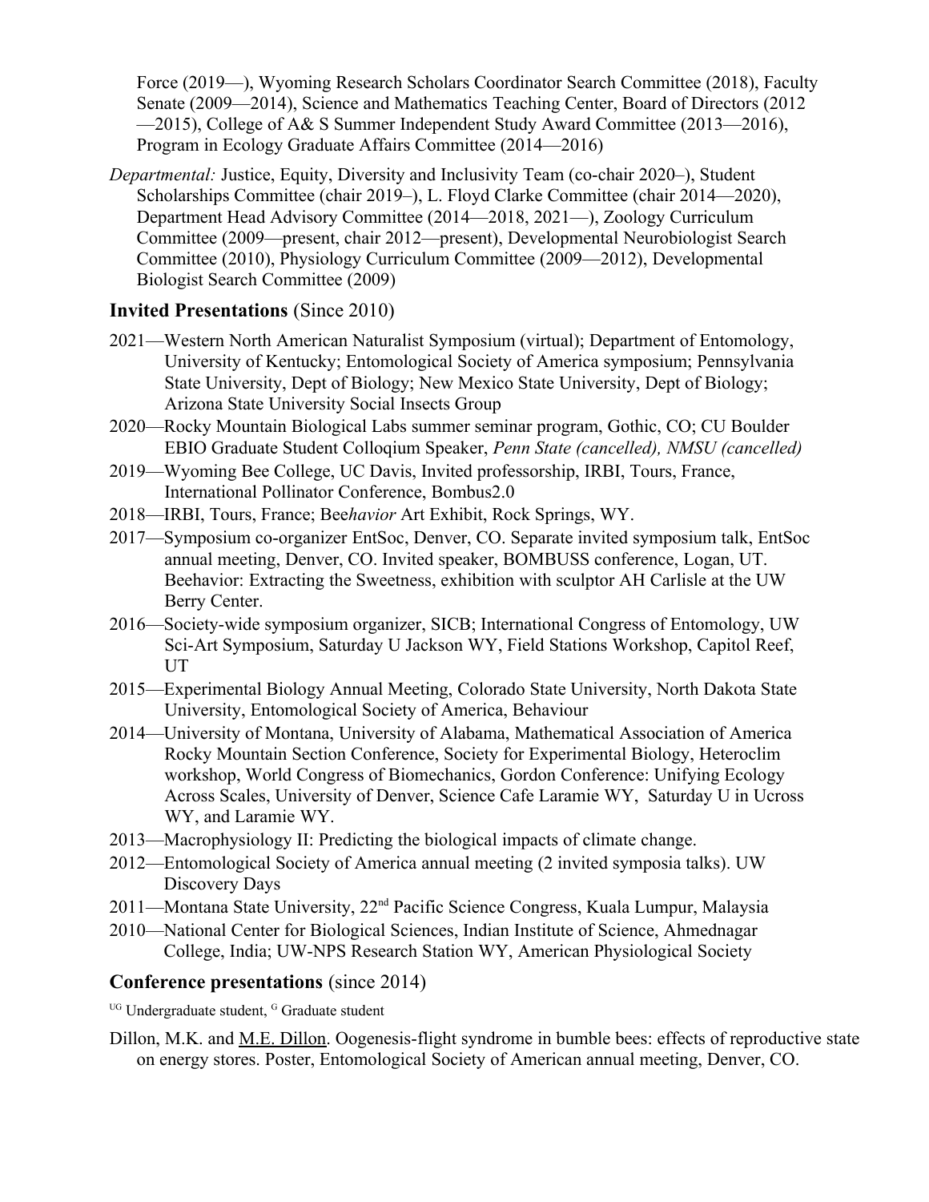Force (2019—), Wyoming Research Scholars Coordinator Search Committee (2018), Faculty Senate (2009—2014), Science and Mathematics Teaching Center, Board of Directors (2012—2015), College of A& S Summer Independent Study Award Committee (2013—2016), Program in Ecology Graduate Affairs Committee (2014—2016)

*Departmental:* Justice, Equity, Diversity and Inclusivity Team (co-chair 2020–), Student Scholarships Committee (chair 2019–), L. Floyd Clarke Committee (chair 2014—2020), Department Head Advisory Committee (2014—2018, 2021—), Zoology Curriculum Committee (2009—present, chair 2012—present), Developmental Neurobiologist Search Committee (2010), Physiology Curriculum Committee (2009—2012), Developmental Biologist Search Committee (2009)

## **Invited Presentations** (Since 2010)

2021—Western North American Naturalist Symposium (virtual); Department of Entomology, University of Kentucky; Entomological Society of America symposium; Pennsylvania State University, Dept of Biology; New Mexico State University, Dept of Biology; Arizona State University Social Insects Group

2020—Rocky Mountain Biological Labs summer seminar program, Gothic, CO; CU Boulder EBIO Graduate Student Colloqium Speaker, *Penn State (cancelled), NMSU (cancelled)*

2019—Wyoming Bee College, UC Davis, Invited professorship, IRBI, Tours, France, International Pollinator Conference, Bombus2.0

2018—IRBI, Tours, France; Bee*havior* Art Exhibit, Rock Springs, WY.

2017—Symposium co-organizer EntSoc, Denver, CO. Separate invited symposium talk, EntSoc annual meeting, Denver, CO. Invited speaker, BOMBUSS conference, Logan, UT. Beehavior: Extracting the Sweetness, exhibition with sculptor AH Carlisle at the UW Berry Center.

2016—Society-wide symposium organizer, SICB; International Congress of Entomology, UW Sci-Art Symposium, Saturday U Jackson WY, Field Stations Workshop, Capitol Reef, UT

2015—Experimental Biology Annual Meeting, Colorado State University, North Dakota State University, Entomological Society of America, Behaviour

2014—University of Montana, University of Alabama, Mathematical Association of America Rocky Mountain Section Conference, Society for Experimental Biology, Heteroclim workshop, World Congress of Biomechanics, Gordon Conference: Unifying Ecology Across Scales, University of Denver, Science Cafe Laramie WY, Saturday U in Ucross WY, and Laramie WY.

2013—Macrophysiology II: Predicting the biological impacts of climate change.

2012—Entomological Society of America annual meeting (2 invited symposia talks). UW Discovery Days

2011—Montana State University, 22nd Pacific Science Congress, Kuala Lumpur, Malaysia

2010—National Center for Biological Sciences, Indian Institute of Science, Ahmednagar College, India; UW-NPS Research Station WY, American Physiological Society

## **Conference presentations** (since 2014)

[UG] Undergraduate student, [G] Graduate student

Dillon, M.K. and M.E. Dillon. Oogenesis-flight syndrome in bumble bees: effects of reproductive state on energy stores. Poster, Entomological Society of American annual meeting, Denver, CO.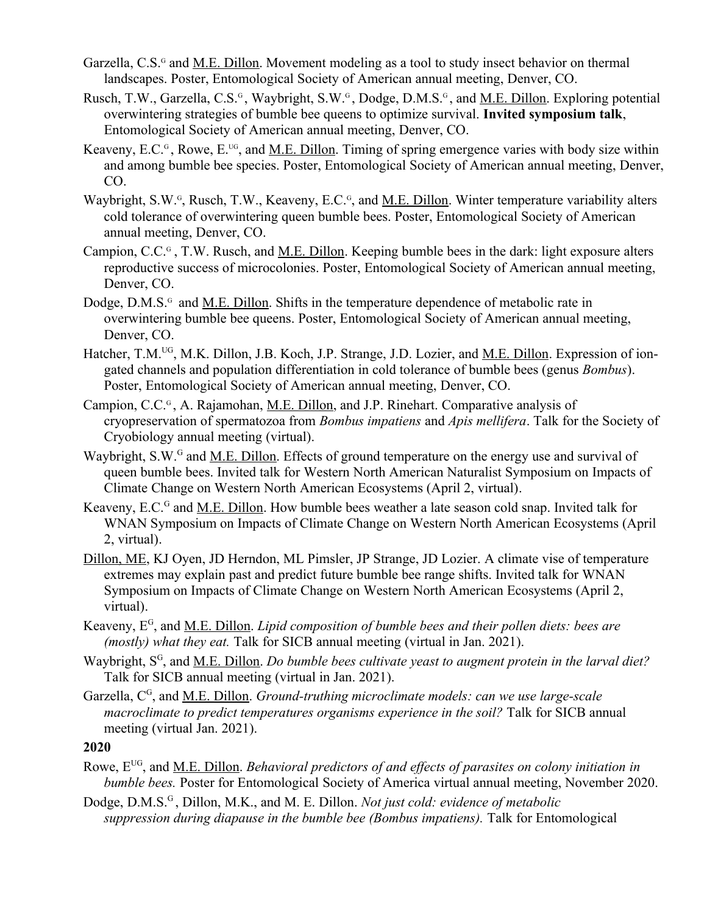Garzella, C.S.[G] and M.E. Dillon. Movement modeling as a tool to study insect behavior on thermal landscapes. Poster, Entomological Society of American annual meeting, Denver, CO.

Rusch, T.W., Garzella, C.S.[G], Waybright, S.W.[G], Dodge, D.M.S.[G], and M.E. Dillon. Exploring potential overwintering strategies of bumble bee queens to optimize survival. **Invited symposium talk**, Entomological Society of American annual meeting, Denver, CO.

Keaveny, E.C.[G], Rowe, E.[UG], and M.E. Dillon. Timing of spring emergence varies with body size within and among bumble bee species. Poster, Entomological Society of American annual meeting, Denver, CO.

Waybright, S.W.[G], Rusch, T.W., Keaveny, E.C.[G], and M.E. Dillon. Winter temperature variability alters cold tolerance of overwintering queen bumble bees. Poster, Entomological Society of American annual meeting, Denver, CO.

Campion, C.C.[G], T.W. Rusch, and M.E. Dillon. Keeping bumble bees in the dark: light exposure alters reproductive success of microcolonies. Poster, Entomological Society of American annual meeting, Denver, CO.

Dodge, D.M.S.[G] and M.E. Dillon. Shifts in the temperature dependence of metabolic rate in overwintering bumble bee queens. Poster, Entomological Society of American annual meeting, Denver, CO.

Hatcher, T.M.[UG], M.K. Dillon, J.B. Koch, J.P. Strange, J.D. Lozier, and M.E. Dillon. Expression of ion-gated channels and population differentiation in cold tolerance of bumble bees (genus *Bombus*). Poster, Entomological Society of American annual meeting, Denver, CO.

Campion, C.C.[G], A. Rajamohan, M.E. Dillon, and J.P. Rinehart. Comparative analysis of cryopreservation of spermatozoa from *Bombus impatiens* and *Apis mellifera*. Talk for the Society of Cryobiology annual meeting (virtual).

Waybright, S.W.[G] and M.E. Dillon. Effects of ground temperature on the energy use and survival of queen bumble bees. Invited talk for Western North American Naturalist Symposium on Impacts of Climate Change on Western North American Ecosystems (April 2, virtual).

Keaveny, E.C.[G] and M.E. Dillon. How bumble bees weather a late season cold snap. Invited talk for WNAN Symposium on Impacts of Climate Change on Western North American Ecosystems (April 2, virtual).

Dillon, ME, KJ Oyen, JD Herndon, ML Pimsler, JP Strange, JD Lozier. A climate vise of temperature extremes may explain past and predict future bumble bee range shifts. Invited talk for WNAN Symposium on Impacts of Climate Change on Western North American Ecosystems (April 2, virtual).

Keaveny, E[G], and M.E. Dillon. *Lipid composition of bumble bees and their pollen diets: bees are (mostly) what they eat.* Talk for SICB annual meeting (virtual in Jan. 2021).

Waybright, S[G], and M.E. Dillon. *Do bumble bees cultivate yeast to augment protein in the larval diet?* Talk for SICB annual meeting (virtual in Jan. 2021).

Garzella, C[G], and M.E. Dillon. *Ground-truthing microclimate models: can we use large-scale macroclimate to predict temperatures organisms experience in the soil?* Talk for SICB annual meeting (virtual Jan. 2021).

**2020**

Rowe, E[UG], and M.E. Dillon. *Behavioral predictors of and effects of parasites on colony initiation in bumble bees.* Poster for Entomological Society of America virtual annual meeting, November 2020.

Dodge, D.M.S.[G], Dillon, M.K., and M. E. Dillon. *Not just cold: evidence of metabolic suppression during diapause in the bumble bee (Bombus impatiens).* Talk for Entomological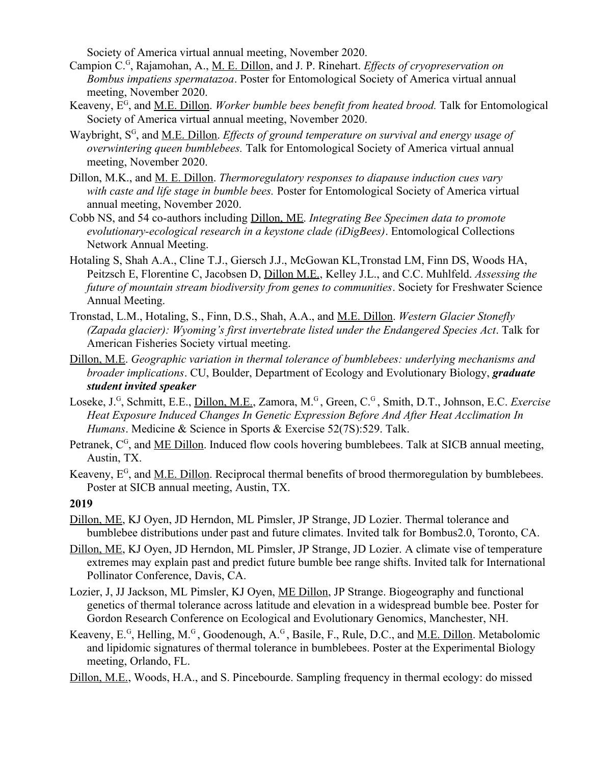Society of America virtual annual meeting, November 2020.

Campion C.[G], Rajamohan, A., M. E. Dillon, and J. P. Rinehart. *Effects of cryopreservation on Bombus impatiens spermatazoa*. Poster for Entomological Society of America virtual annual meeting, November 2020.

Keaveny, E[G], and M.E. Dillon. *Worker bumble bees benefit from heated brood.* Talk for Entomological Society of America virtual annual meeting, November 2020.

Waybright, S[G], and M.E. Dillon. *Effects of ground temperature on survival and energy usage of overwintering queen bumblebees.* Talk for Entomological Society of America virtual annual meeting, November 2020.

Dillon, M.K., and M. E. Dillon. *Thermoregulatory responses to diapause induction cues vary with caste and life stage in bumble bees.* Poster for Entomological Society of America virtual annual meeting, November 2020.

Cobb NS, and 54 co-authors including Dillon, ME. *Integrating Bee Specimen data to promote evolutionary-ecological research in a keystone clade (iDigBees)*. Entomological Collections Network Annual Meeting.

Hotaling S, Shah A.A., Cline T.J., Giersch J.J., McGowan KL,Tronstad LM, Finn DS, Woods HA, Peitzsch E, Florentine C, Jacobsen D, Dillon M.E., Kelley J.L., and C.C. Muhlfeld. *Assessing the future of mountain stream biodiversity from genes to communities*. Society for Freshwater Science Annual Meeting.

Tronstad, L.M., Hotaling, S., Finn, D.S., Shah, A.A., and M.E. Dillon. *Western Glacier Stonefly (Zapada glacier): Wyoming's first invertebrate listed under the Endangered Species Act*. Talk for American Fisheries Society virtual meeting.

Dillon, M.E. *Geographic variation in thermal tolerance of bumblebees: underlying mechanisms and broader implications*. CU, Boulder, Department of Ecology and Evolutionary Biology, ***graduate student invited speaker***

Loseke, J.[G], Schmitt, E.E., Dillon, M.E., Zamora, M.[G], Green, C.[G], Smith, D.T., Johnson, E.C. *Exercise Heat Exposure Induced Changes In Genetic Expression Before And After Heat Acclimation In Humans*. Medicine & Science in Sports & Exercise 52(7S):529. Talk.

Petranek, C[G], and ME Dillon. Induced flow cools hovering bumblebees. Talk at SICB annual meeting, Austin, TX.

Keaveny, E[G], and M.E. Dillon. Reciprocal thermal benefits of brood thermoregulation by bumblebees. Poster at SICB annual meeting, Austin, TX.

**2019**

Dillon, ME, KJ Oyen, JD Herndon, ML Pimsler, JP Strange, JD Lozier. Thermal tolerance and bumblebee distributions under past and future climates. Invited talk for Bombus2.0, Toronto, CA.

Dillon, ME, KJ Oyen, JD Herndon, ML Pimsler, JP Strange, JD Lozier. A climate vise of temperature extremes may explain past and predict future bumble bee range shifts. Invited talk for International Pollinator Conference, Davis, CA.

Lozier, J, JJ Jackson, ML Pimsler, KJ Oyen, ME Dillon, JP Strange. Biogeography and functional genetics of thermal tolerance across latitude and elevation in a widespread bumble bee. Poster for Gordon Research Conference on Ecological and Evolutionary Genomics, Manchester, NH.

Keaveny, E.[G], Helling, M.[G], Goodenough, A.[G], Basile, F., Rule, D.C., and M.E. Dillon. Metabolomic and lipidomic signatures of thermal tolerance in bumblebees. Poster at the Experimental Biology meeting, Orlando, FL.

Dillon, M.E., Woods, H.A., and S. Pincebourde. Sampling frequency in thermal ecology: do missed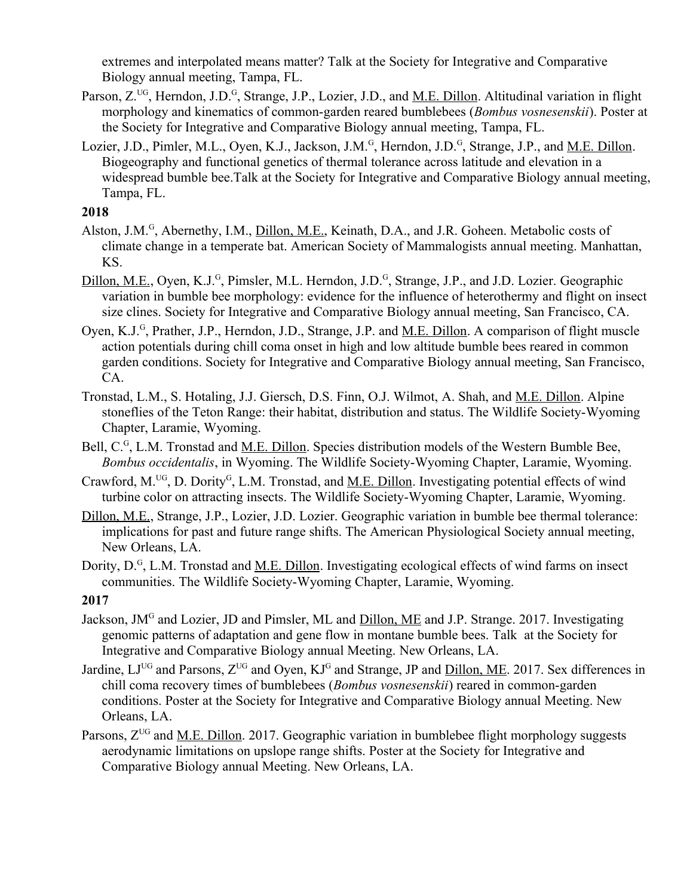extremes and interpolated means matter? Talk at the Society for Integrative and Comparative Biology annual meeting, Tampa, FL.

Parson, Z.[UG], Herndon, J.D.[G], Strange, J.P., Lozier, J.D., and M.E. Dillon. Altitudinal variation in flight morphology and kinematics of common-garden reared bumblebees (*Bombus vosnesenskii*). Poster at the Society for Integrative and Comparative Biology annual meeting, Tampa, FL.

Lozier, J.D., Pimler, M.L., Oyen, K.J., Jackson, J.M.[G], Herndon, J.D.[G], Strange, J.P., and M.E. Dillon. Biogeography and functional genetics of thermal tolerance across latitude and elevation in a widespread bumble bee.Talk at the Society for Integrative and Comparative Biology annual meeting, Tampa, FL.

**2018**

Alston, J.M.[G], Abernethy, I.M., Dillon, M.E., Keinath, D.A., and J.R. Goheen. Metabolic costs of climate change in a temperate bat. American Society of Mammalogists annual meeting. Manhattan, KS.

Dillon, M.E., Oyen, K.J.[G], Pimsler, M.L. Herndon, J.D.[G], Strange, J.P., and J.D. Lozier. Geographic variation in bumble bee morphology: evidence for the influence of heterothermy and flight on insect size clines. Society for Integrative and Comparative Biology annual meeting, San Francisco, CA.

Oyen, K.J.[G], Prather, J.P., Herndon, J.D., Strange, J.P. and M.E. Dillon. A comparison of flight muscle action potentials during chill coma onset in high and low altitude bumble bees reared in common garden conditions. Society for Integrative and Comparative Biology annual meeting, San Francisco, CA.

Tronstad, L.M., S. Hotaling, J.J. Giersch, D.S. Finn, O.J. Wilmot, A. Shah, and M.E. Dillon. Alpine stoneflies of the Teton Range: their habitat, distribution and status. The Wildlife Society-Wyoming Chapter, Laramie, Wyoming.

Bell, C.[G], L.M. Tronstad and M.E. Dillon. Species distribution models of the Western Bumble Bee, *Bombus occidentalis*, in Wyoming. The Wildlife Society-Wyoming Chapter, Laramie, Wyoming.

Crawford, M.[UG], D. Dority[G], L.M. Tronstad, and M.E. Dillon. Investigating potential effects of wind turbine color on attracting insects. The Wildlife Society-Wyoming Chapter, Laramie, Wyoming.

Dillon, M.E., Strange, J.P., Lozier, J.D. Lozier. Geographic variation in bumble bee thermal tolerance: implications for past and future range shifts. The American Physiological Society annual meeting, New Orleans, LA.

Dority, D.[G], L.M. Tronstad and M.E. Dillon. Investigating ecological effects of wind farms on insect communities. The Wildlife Society-Wyoming Chapter, Laramie, Wyoming.

**2017**

Jackson, JM[G] and Lozier, JD and Pimsler, ML and Dillon, ME and J.P. Strange. 2017. Investigating genomic patterns of adaptation and gene flow in montane bumble bees. Talk at the Society for Integrative and Comparative Biology annual Meeting. New Orleans, LA.

Jardine, LJ[UG] and Parsons, Z[UG] and Oyen, KJ[G] and Strange, JP and Dillon, ME. 2017. Sex differences in chill coma recovery times of bumblebees (*Bombus vosnesenskii*) reared in common-garden conditions. Poster at the Society for Integrative and Comparative Biology annual Meeting. New Orleans, LA.

Parsons, Z[UG] and M.E. Dillon. 2017. Geographic variation in bumblebee flight morphology suggests aerodynamic limitations on upslope range shifts. Poster at the Society for Integrative and Comparative Biology annual Meeting. New Orleans, LA.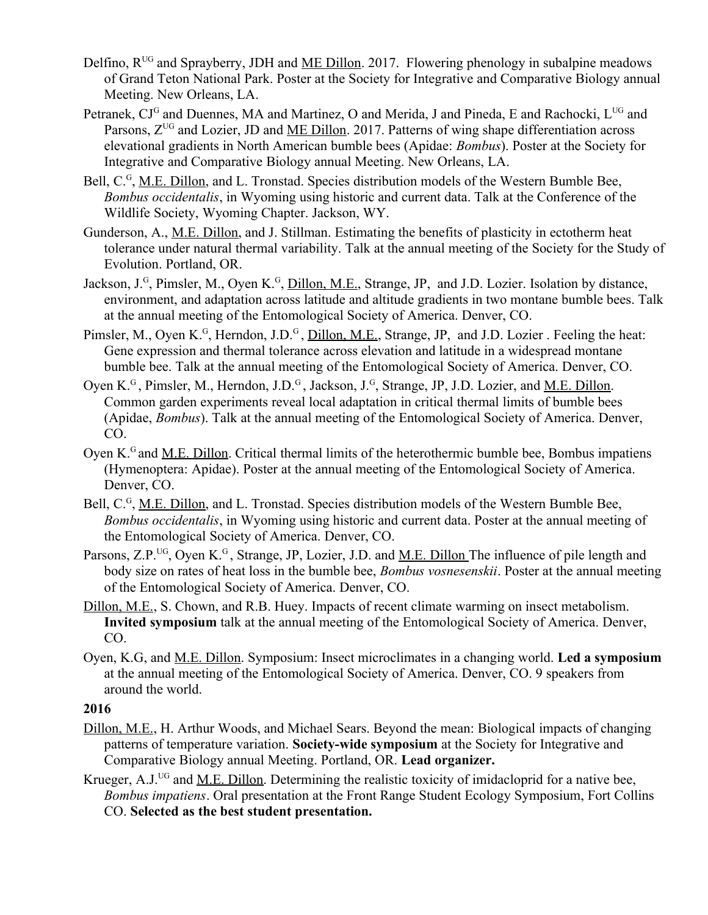Delfino, R[UG] and Sprayberry, JDH and <u>ME Dillon</u>. 2017. Flowering phenology in subalpine meadows of Grand Teton National Park. Poster at the Society for Integrative and Comparative Biology annual Meeting. New Orleans, LA.

Petranek, CJ[G] and Duennes, MA and Martinez, O and Merida, J and Pineda, E and Rachocki, L[UG] and Parsons, Z[UG] and Lozier, JD and <u>ME Dillon</u>. 2017. Patterns of wing shape differentiation across elevational gradients in North American bumble bees (Apidae: *Bombus*). Poster at the Society for Integrative and Comparative Biology annual Meeting. New Orleans, LA.

Bell, C.[G], <u>M.E. Dillon</u>, and L. Tronstad. Species distribution models of the Western Bumble Bee, *Bombus occidentalis*, in Wyoming using historic and current data. Talk at the Conference of the Wildlife Society, Wyoming Chapter. Jackson, WY.

Gunderson, A., <u>M.E. Dillon</u>, and J. Stillman. Estimating the benefits of plasticity in ectotherm heat tolerance under natural thermal variability. Talk at the annual meeting of the Society for the Study of Evolution. Portland, OR.

Jackson, J.[G], Pimsler, M., Oyen K.[G], <u>Dillon, M.E.</u>, Strange, JP, and J.D. Lozier. Isolation by distance, environment, and adaptation across latitude and altitude gradients in two montane bumble bees. Talk at the annual meeting of the Entomological Society of America. Denver, CO.

Pimsler, M., Oyen K.[G], Herndon, J.D.[G], <u>Dillon, M.E.</u>, Strange, JP, and J.D. Lozier . Feeling the heat: Gene expression and thermal tolerance across elevation and latitude in a widespread montane bumble bee. Talk at the annual meeting of the Entomological Society of America. Denver, CO.

Oyen K.[G], Pimsler, M., Herndon, J.D.[G], Jackson, J.[G], Strange, JP, J.D. Lozier, and <u>M.E. Dillon</u>. Common garden experiments reveal local adaptation in critical thermal limits of bumble bees (Apidae, *Bombus*). Talk at the annual meeting of the Entomological Society of America. Denver, CO.

Oyen K.[G] and <u>M.E. Dillon</u>. Critical thermal limits of the heterothermic bumble bee, Bombus impatiens (Hymenoptera: Apidae). Poster at the annual meeting of the Entomological Society of America. Denver, CO.

Bell, C.[G], <u>M.E. Dillon</u>, and L. Tronstad. Species distribution models of the Western Bumble Bee, *Bombus occidentalis*, in Wyoming using historic and current data. Poster at the annual meeting of the Entomological Society of America. Denver, CO.

Parsons, Z.P.[UG], Oyen K.[G], Strange, JP, Lozier, J.D. and <u>M.E. Dillon</u> The influence of pile length and body size on rates of heat loss in the bumble bee, *Bombus vosnesenskii*. Poster at the annual meeting of the Entomological Society of America. Denver, CO.

<u>Dillon, M.E.</u>, S. Chown, and R.B. Huey. Impacts of recent climate warming on insect metabolism. **Invited symposium** talk at the annual meeting of the Entomological Society of America. Denver, CO.

Oyen, K.G, and <u>M.E. Dillon</u>. Symposium: Insect microclimates in a changing world. **Led a symposium** at the annual meeting of the Entomological Society of America. Denver, CO. 9 speakers from around the world.

**2016**

<u>Dillon, M.E.</u>, H. Arthur Woods, and Michael Sears. Beyond the mean: Biological impacts of changing patterns of temperature variation. **Society-wide symposium** at the Society for Integrative and Comparative Biology annual Meeting. Portland, OR. **Lead organizer.**

Krueger, A.J.[UG] and <u>M.E. Dillon</u>. Determining the realistic toxicity of imidacloprid for a native bee, *Bombus impatiens*. Oral presentation at the Front Range Student Ecology Symposium, Fort Collins CO. **Selected as the best student presentation.**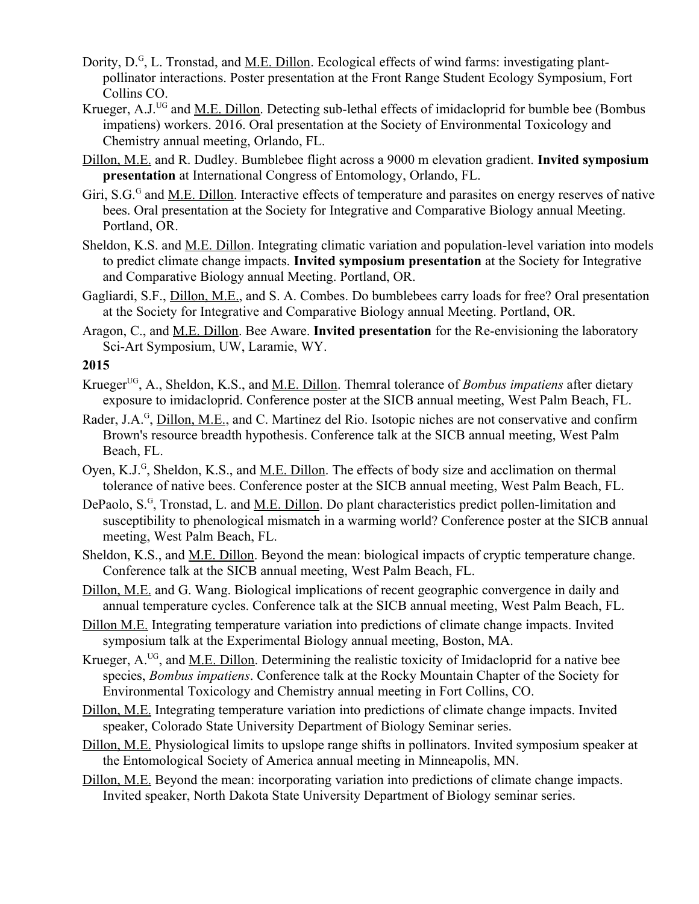Dority, D.[G], L. Tronstad, and M.E. Dillon. Ecological effects of wind farms: investigating plant-pollinator interactions. Poster presentation at the Front Range Student Ecology Symposium, Fort Collins CO.

Krueger, A.J.[UG] and M.E. Dillon. Detecting sub-lethal effects of imidacloprid for bumble bee (Bombus impatiens) workers. 2016. Oral presentation at the Society of Environmental Toxicology and Chemistry annual meeting, Orlando, FL.

Dillon, M.E. and R. Dudley. Bumblebee flight across a 9000 m elevation gradient. **Invited symposium presentation** at International Congress of Entomology, Orlando, FL.

Giri, S.G.[G] and M.E. Dillon. Interactive effects of temperature and parasites on energy reserves of native bees. Oral presentation at the Society for Integrative and Comparative Biology annual Meeting. Portland, OR.

Sheldon, K.S. and M.E. Dillon. Integrating climatic variation and population-level variation into models to predict climate change impacts. **Invited symposium presentation** at the Society for Integrative and Comparative Biology annual Meeting. Portland, OR.

Gagliardi, S.F., Dillon, M.E., and S. A. Combes. Do bumblebees carry loads for free? Oral presentation at the Society for Integrative and Comparative Biology annual Meeting. Portland, OR.

Aragon, C., and M.E. Dillon. Bee Aware. **Invited presentation** for the Re-envisioning the laboratory Sci-Art Symposium, UW, Laramie, WY.

**2015**

Krueger[UG], A., Sheldon, K.S., and M.E. Dillon. Themral tolerance of *Bombus impatiens* after dietary exposure to imidacloprid. Conference poster at the SICB annual meeting, West Palm Beach, FL.

Rader, J.A.[G], Dillon, M.E., and C. Martinez del Rio. Isotopic niches are not conservative and confirm Brown's resource breadth hypothesis. Conference talk at the SICB annual meeting, West Palm Beach, FL.

Oyen, K.J.[G], Sheldon, K.S., and M.E. Dillon. The effects of body size and acclimation on thermal tolerance of native bees. Conference poster at the SICB annual meeting, West Palm Beach, FL.

DePaolo, S.[G], Tronstad, L. and M.E. Dillon. Do plant characteristics predict pollen-limitation and susceptibility to phenological mismatch in a warming world? Conference poster at the SICB annual meeting, West Palm Beach, FL.

Sheldon, K.S., and M.E. Dillon. Beyond the mean: biological impacts of cryptic temperature change. Conference talk at the SICB annual meeting, West Palm Beach, FL.

Dillon, M.E. and G. Wang. Biological implications of recent geographic convergence in daily and annual temperature cycles. Conference talk at the SICB annual meeting, West Palm Beach, FL.

Dillon M.E. Integrating temperature variation into predictions of climate change impacts. Invited symposium talk at the Experimental Biology annual meeting, Boston, MA.

Krueger, A.[UG], and M.E. Dillon. Determining the realistic toxicity of Imidacloprid for a native bee species, *Bombus impatiens*. Conference talk at the Rocky Mountain Chapter of the Society for Environmental Toxicology and Chemistry annual meeting in Fort Collins, CO.

Dillon, M.E. Integrating temperature variation into predictions of climate change impacts. Invited speaker, Colorado State University Department of Biology Seminar series.

Dillon, M.E. Physiological limits to upslope range shifts in pollinators. Invited symposium speaker at the Entomological Society of America annual meeting in Minneapolis, MN.

Dillon, M.E. Beyond the mean: incorporating variation into predictions of climate change impacts. Invited speaker, North Dakota State University Department of Biology seminar series.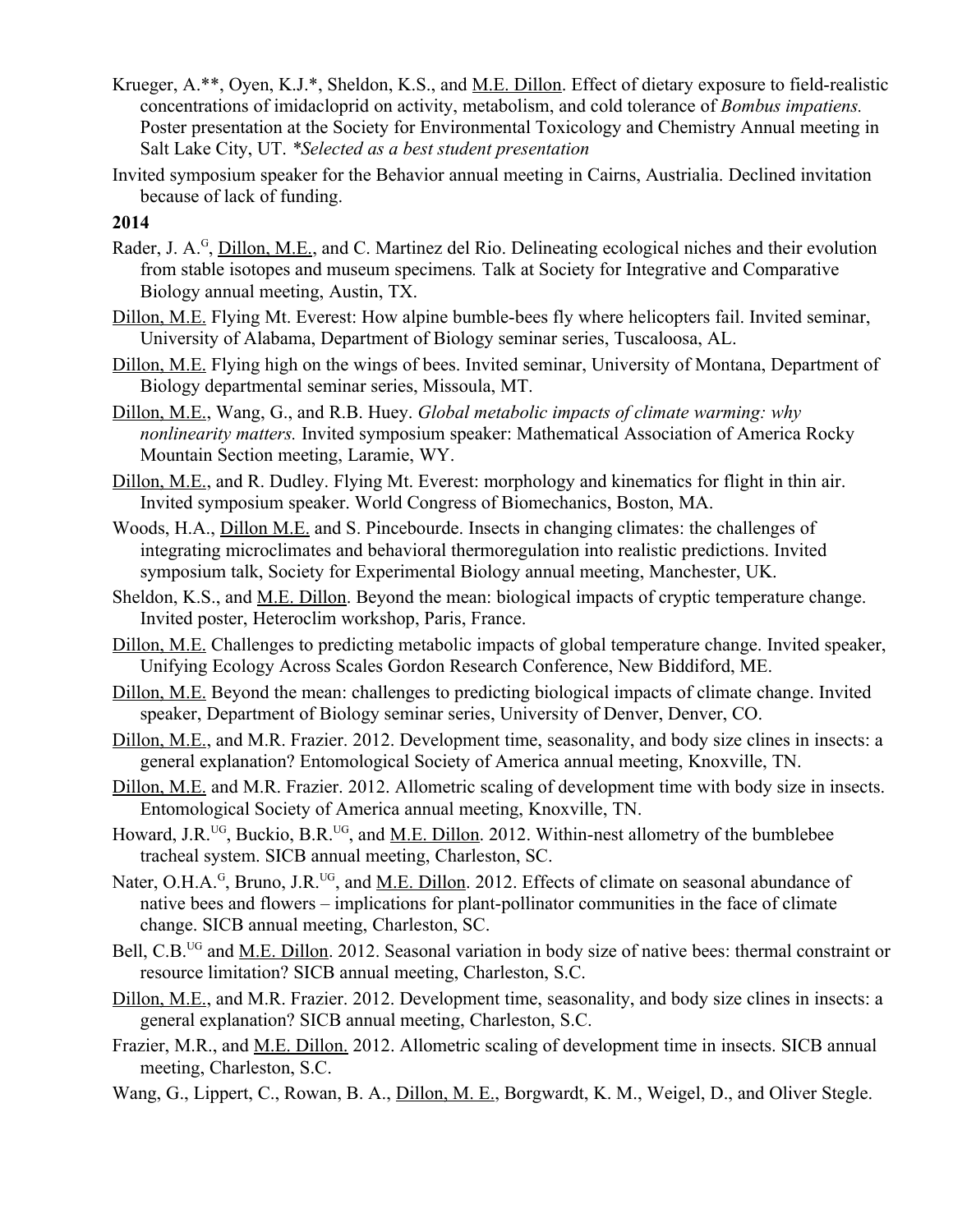Krueger, A.**, Oyen, K.J.*, Sheldon, K.S., and M.E. Dillon. Effect of dietary exposure to field-realistic concentrations of imidacloprid on activity, metabolism, and cold tolerance of *Bombus impatiens.* Poster presentation at the Society for Environmental Toxicology and Chemistry Annual meeting in Salt Lake City, UT. **Selected as a best student presentation*

Invited symposium speaker for the Behavior annual meeting in Cairns, Austrialia. Declined invitation because of lack of funding.

**2014**

Rader, J. A.[G], Dillon, M.E., and C. Martinez del Rio. Delineating ecological niches and their evolution from stable isotopes and museum specimens*.* Talk at Society for Integrative and Comparative Biology annual meeting, Austin, TX.

Dillon, M.E. Flying Mt. Everest: How alpine bumble-bees fly where helicopters fail. Invited seminar, University of Alabama, Department of Biology seminar series, Tuscaloosa, AL.

Dillon, M.E. Flying high on the wings of bees. Invited seminar, University of Montana, Department of Biology departmental seminar series, Missoula, MT.

Dillon, M.E., Wang, G., and R.B. Huey. *Global metabolic impacts of climate warming: why nonlinearity matters.* Invited symposium speaker: Mathematical Association of America Rocky Mountain Section meeting, Laramie, WY.

Dillon, M.E., and R. Dudley. Flying Mt. Everest: morphology and kinematics for flight in thin air. Invited symposium speaker. World Congress of Biomechanics, Boston, MA.

Woods, H.A., Dillon M.E. and S. Pincebourde. Insects in changing climates: the challenges of integrating microclimates and behavioral thermoregulation into realistic predictions. Invited symposium talk, Society for Experimental Biology annual meeting, Manchester, UK.

Sheldon, K.S., and M.E. Dillon. Beyond the mean: biological impacts of cryptic temperature change. Invited poster, Heteroclim workshop, Paris, France.

Dillon, M.E. Challenges to predicting metabolic impacts of global temperature change. Invited speaker, Unifying Ecology Across Scales Gordon Research Conference, New Biddiford, ME.

Dillon, M.E. Beyond the mean: challenges to predicting biological impacts of climate change. Invited speaker, Department of Biology seminar series, University of Denver, Denver, CO.

Dillon, M.E., and M.R. Frazier. 2012. Development time, seasonality, and body size clines in insects: a general explanation? Entomological Society of America annual meeting, Knoxville, TN.

Dillon, M.E. and M.R. Frazier. 2012. Allometric scaling of development time with body size in insects. Entomological Society of America annual meeting, Knoxville, TN.

Howard, J.R.[UG], Buckio, B.R.[UG], and M.E. Dillon. 2012. Within-nest allometry of the bumblebee tracheal system. SICB annual meeting, Charleston, SC.

Nater, O.H.A.[G], Bruno, J.R.[UG], and M.E. Dillon. 2012. Effects of climate on seasonal abundance of native bees and flowers – implications for plant-pollinator communities in the face of climate change. SICB annual meeting, Charleston, SC.

Bell, C.B.[UG] and M.E. Dillon. 2012. Seasonal variation in body size of native bees: thermal constraint or resource limitation? SICB annual meeting, Charleston, S.C.

Dillon, M.E., and M.R. Frazier. 2012. Development time, seasonality, and body size clines in insects: a general explanation? SICB annual meeting, Charleston, S.C.

Frazier, M.R., and M.E. Dillon. 2012. Allometric scaling of development time in insects. SICB annual meeting, Charleston, S.C.

Wang, G., Lippert, C., Rowan, B. A., Dillon, M. E., Borgwardt, K. M., Weigel, D., and Oliver Stegle.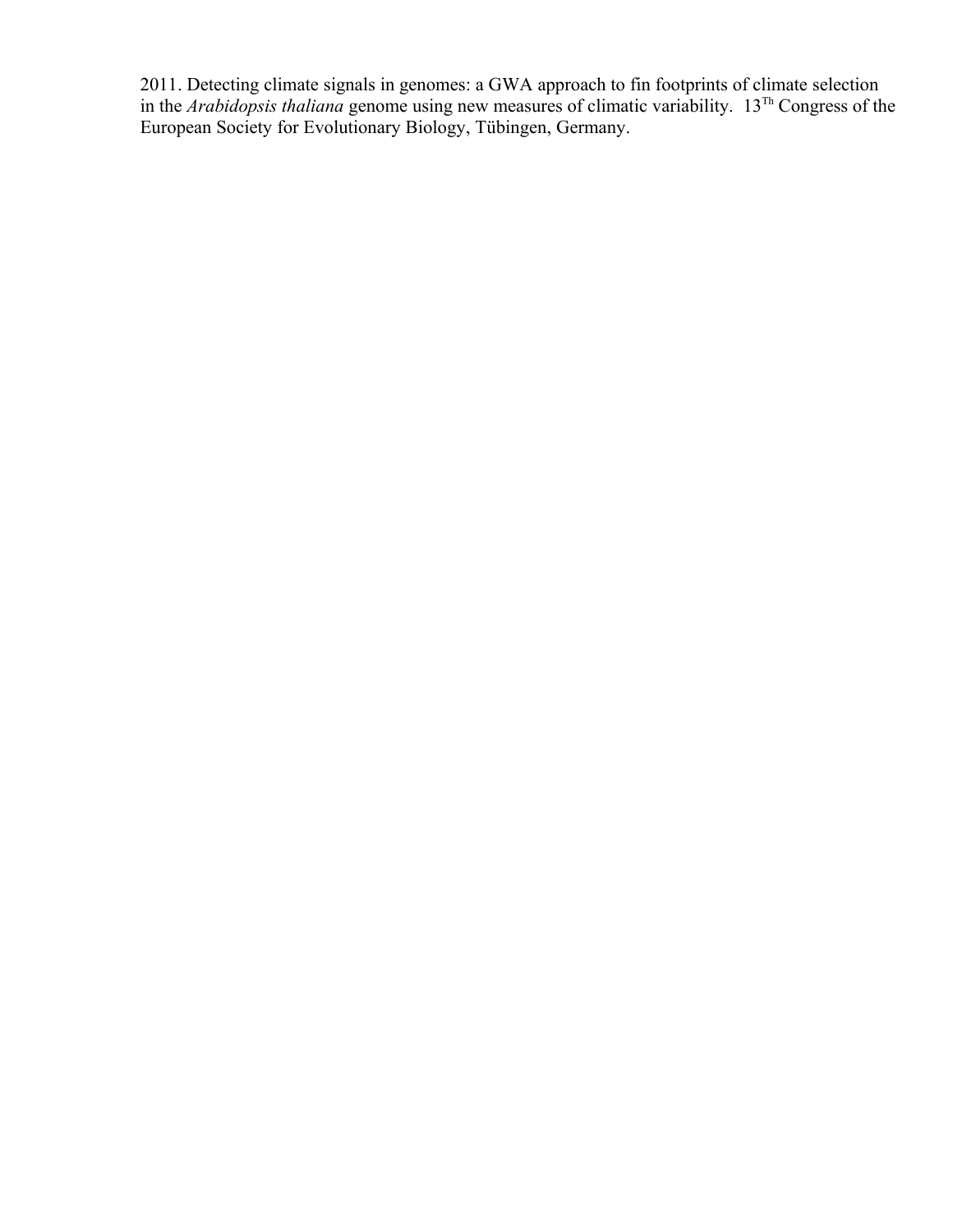2011. Detecting climate signals in genomes: a GWA approach to fin footprints of climate selection in the *Arabidopsis thaliana* genome using new measures of climatic variability. 13$^{Th}$ Congress of the European Society for Evolutionary Biology, Tübingen, Germany.